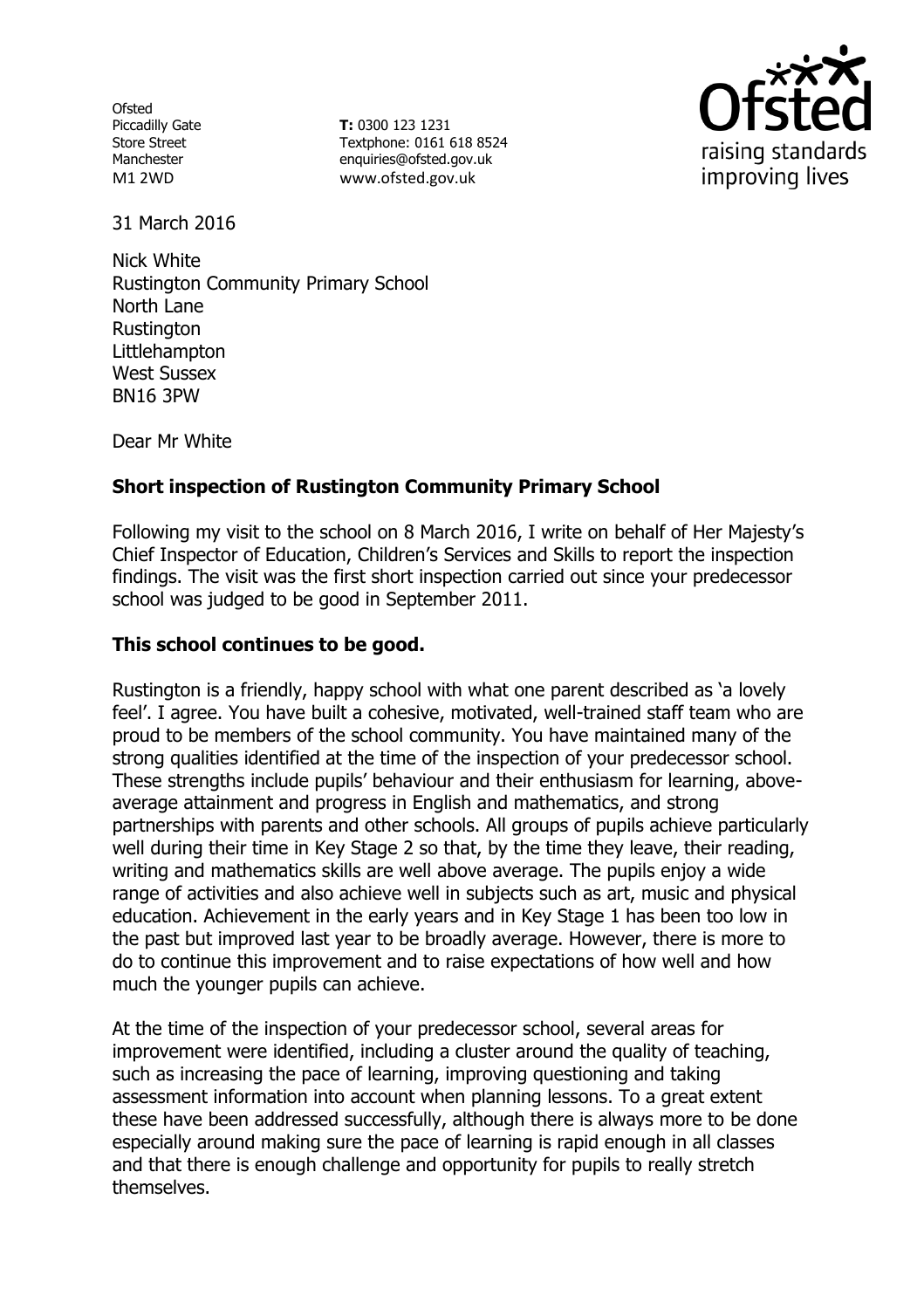Ofsted
Piccadilly Gate
Store Street
Manchester
M1 2WD

**T:** 0300 123 1231
Textphone: 0161 618 8524
enquiries@ofsted.gov.uk
www.ofsted.gov.uk

31 March 2016

Nick White
Rustington Community Primary School
North Lane
Rustington
Littlehampton
West Sussex
BN16 3PW

Dear Mr White

**Short inspection of Rustington Community Primary School**

Following my visit to the school on 8 March 2016, I write on behalf of Her Majesty's Chief Inspector of Education, Children's Services and Skills to report the inspection findings. The visit was the first short inspection carried out since your predecessor school was judged to be good in September 2011.

**This school continues to be good.**

Rustington is a friendly, happy school with what one parent described as 'a lovely feel'. I agree. You have built a cohesive, motivated, well-trained staff team who are proud to be members of the school community. You have maintained many of the strong qualities identified at the time of the inspection of your predecessor school. These strengths include pupils' behaviour and their enthusiasm for learning, above-average attainment and progress in English and mathematics, and strong partnerships with parents and other schools. All groups of pupils achieve particularly well during their time in Key Stage 2 so that, by the time they leave, their reading, writing and mathematics skills are well above average. The pupils enjoy a wide range of activities and also achieve well in subjects such as art, music and physical education. Achievement in the early years and in Key Stage 1 has been too low in the past but improved last year to be broadly average. However, there is more to do to continue this improvement and to raise expectations of how well and how much the younger pupils can achieve.

At the time of the inspection of your predecessor school, several areas for improvement were identified, including a cluster around the quality of teaching, such as increasing the pace of learning, improving questioning and taking assessment information into account when planning lessons. To a great extent these have been addressed successfully, although there is always more to be done especially around making sure the pace of learning is rapid enough in all classes and that there is enough challenge and opportunity for pupils to really stretch themselves.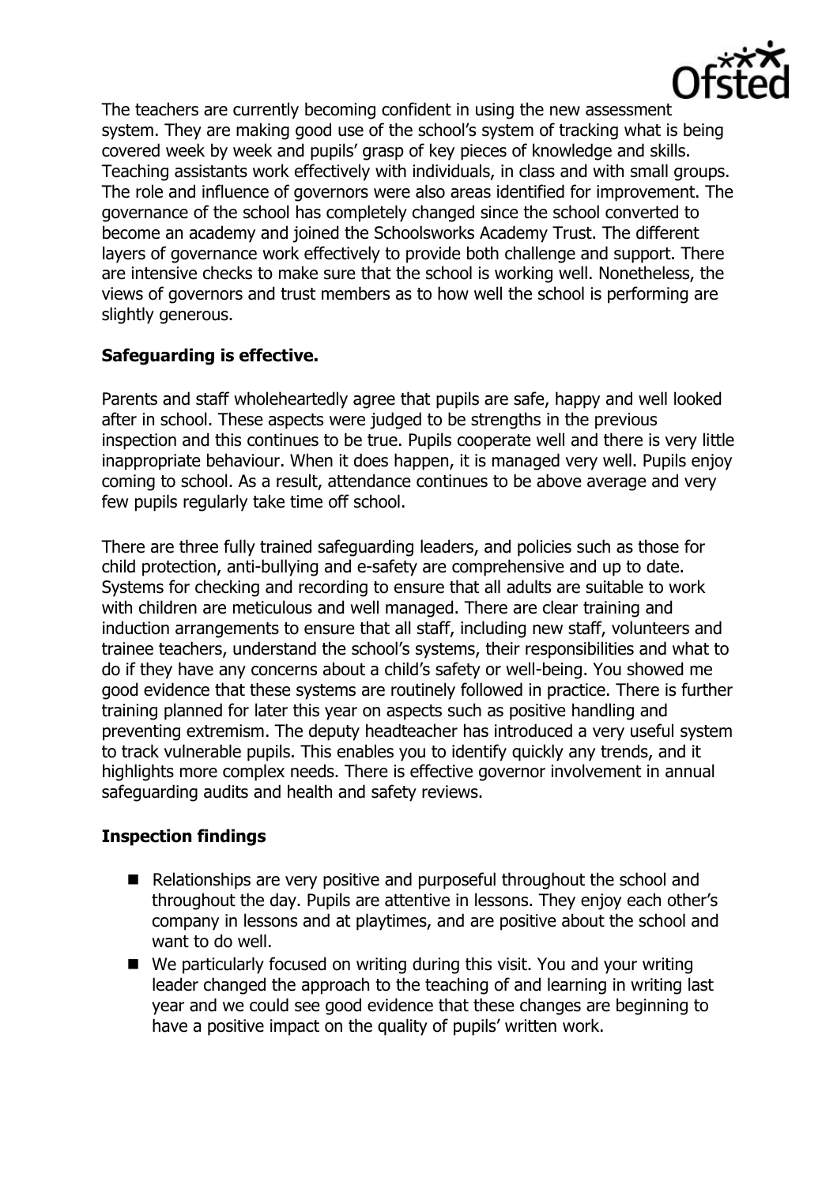The teachers are currently becoming confident in using the new assessment system. They are making good use of the school's system of tracking what is being covered week by week and pupils' grasp of key pieces of knowledge and skills. Teaching assistants work effectively with individuals, in class and with small groups. The role and influence of governors were also areas identified for improvement. The governance of the school has completely changed since the school converted to become an academy and joined the Schoolsworks Academy Trust. The different layers of governance work effectively to provide both challenge and support. There are intensive checks to make sure that the school is working well. Nonetheless, the views of governors and trust members as to how well the school is performing are slightly generous.

### Safeguarding is effective.

Parents and staff wholeheartedly agree that pupils are safe, happy and well looked after in school. These aspects were judged to be strengths in the previous inspection and this continues to be true. Pupils cooperate well and there is very little inappropriate behaviour. When it does happen, it is managed very well. Pupils enjoy coming to school. As a result, attendance continues to be above average and very few pupils regularly take time off school.

There are three fully trained safeguarding leaders, and policies such as those for child protection, anti-bullying and e-safety are comprehensive and up to date. Systems for checking and recording to ensure that all adults are suitable to work with children are meticulous and well managed. There are clear training and induction arrangements to ensure that all staff, including new staff, volunteers and trainee teachers, understand the school's systems, their responsibilities and what to do if they have any concerns about a child's safety or well-being. You showed me good evidence that these systems are routinely followed in practice. There is further training planned for later this year on aspects such as positive handling and preventing extremism. The deputy headteacher has introduced a very useful system to track vulnerable pupils. This enables you to identify quickly any trends, and it highlights more complex needs. There is effective governor involvement in annual safeguarding audits and health and safety reviews.

### Inspection findings

- Relationships are very positive and purposeful throughout the school and throughout the day. Pupils are attentive in lessons. They enjoy each other's company in lessons and at playtimes, and are positive about the school and want to do well.
- We particularly focused on writing during this visit. You and your writing leader changed the approach to the teaching of and learning in writing last year and we could see good evidence that these changes are beginning to have a positive impact on the quality of pupils' written work.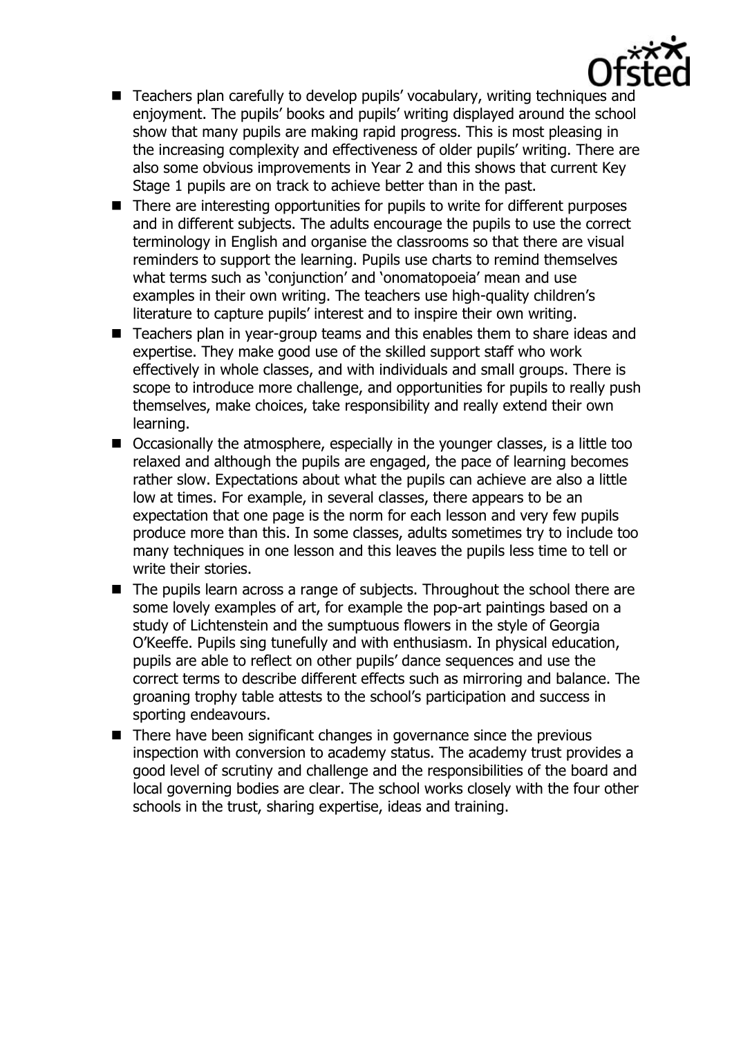- Teachers plan carefully to develop pupils' vocabulary, writing techniques and enjoyment. The pupils' books and pupils' writing displayed around the school show that many pupils are making rapid progress. This is most pleasing in the increasing complexity and effectiveness of older pupils' writing. There are also some obvious improvements in Year 2 and this shows that current Key Stage 1 pupils are on track to achieve better than in the past.
- There are interesting opportunities for pupils to write for different purposes and in different subjects. The adults encourage the pupils to use the correct terminology in English and organise the classrooms so that there are visual reminders to support the learning. Pupils use charts to remind themselves what terms such as 'conjunction' and 'onomatopoeia' mean and use examples in their own writing. The teachers use high-quality children's literature to capture pupils' interest and to inspire their own writing.
- Teachers plan in year-group teams and this enables them to share ideas and expertise. They make good use of the skilled support staff who work effectively in whole classes, and with individuals and small groups. There is scope to introduce more challenge, and opportunities for pupils to really push themselves, make choices, take responsibility and really extend their own learning.
- Occasionally the atmosphere, especially in the younger classes, is a little too relaxed and although the pupils are engaged, the pace of learning becomes rather slow. Expectations about what the pupils can achieve are also a little low at times. For example, in several classes, there appears to be an expectation that one page is the norm for each lesson and very few pupils produce more than this. In some classes, adults sometimes try to include too many techniques in one lesson and this leaves the pupils less time to tell or write their stories.
- The pupils learn across a range of subjects. Throughout the school there are some lovely examples of art, for example the pop-art paintings based on a study of Lichtenstein and the sumptuous flowers in the style of Georgia O'Keeffe. Pupils sing tunefully and with enthusiasm. In physical education, pupils are able to reflect on other pupils' dance sequences and use the correct terms to describe different effects such as mirroring and balance. The groaning trophy table attests to the school's participation and success in sporting endeavours.
- There have been significant changes in governance since the previous inspection with conversion to academy status. The academy trust provides a good level of scrutiny and challenge and the responsibilities of the board and local governing bodies are clear. The school works closely with the four other schools in the trust, sharing expertise, ideas and training.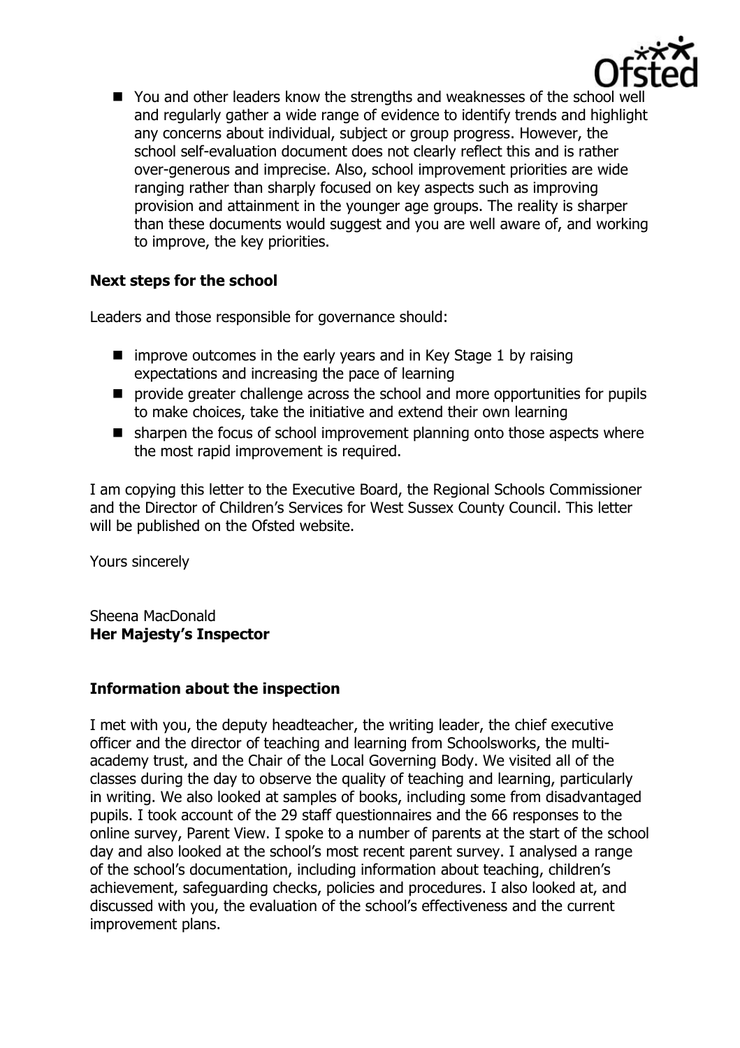- You and other leaders know the strengths and weaknesses of the school well and regularly gather a wide range of evidence to identify trends and highlight any concerns about individual, subject or group progress. However, the school self-evaluation document does not clearly reflect this and is rather over-generous and imprecise. Also, school improvement priorities are wide ranging rather than sharply focused on key aspects such as improving provision and attainment in the younger age groups. The reality is sharper than these documents would suggest and you are well aware of, and working to improve, the key priorities.

**Next steps for the school**

Leaders and those responsible for governance should:

- improve outcomes in the early years and in Key Stage 1 by raising expectations and increasing the pace of learning
- provide greater challenge across the school and more opportunities for pupils to make choices, take the initiative and extend their own learning
- sharpen the focus of school improvement planning onto those aspects where the most rapid improvement is required.

I am copying this letter to the Executive Board, the Regional Schools Commissioner and the Director of Children's Services for West Sussex County Council. This letter will be published on the Ofsted website.

Yours sincerely

Sheena MacDonald
**Her Majesty's Inspector**

**Information about the inspection**

I met with you, the deputy headteacher, the writing leader, the chief executive officer and the director of teaching and learning from Schoolsworks, the multi-academy trust, and the Chair of the Local Governing Body. We visited all of the classes during the day to observe the quality of teaching and learning, particularly in writing. We also looked at samples of books, including some from disadvantaged pupils. I took account of the 29 staff questionnaires and the 66 responses to the online survey, Parent View. I spoke to a number of parents at the start of the school day and also looked at the school's most recent parent survey. I analysed a range of the school's documentation, including information about teaching, children's achievement, safeguarding checks, policies and procedures. I also looked at, and discussed with you, the evaluation of the school's effectiveness and the current improvement plans.